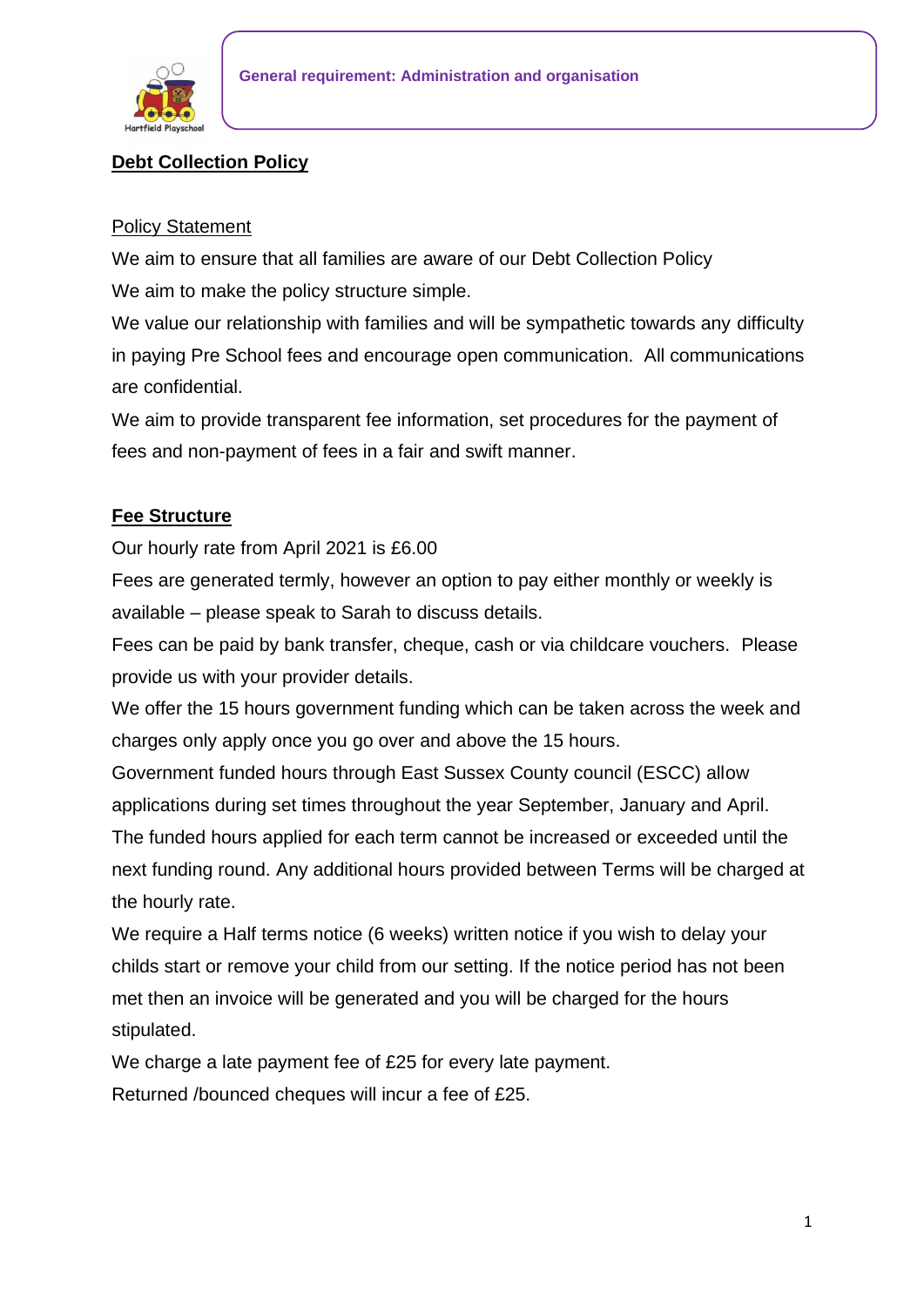General requirement: Administration and organisation

# Debt Collection Policy

## Policy Statement

We aim to ensure that all families are aware of our Debt Collection Policy

We aim to make the policy structure simple.

We value our relationship with families and will be sympathetic towards any difficulty in paying Pre School fees and encourage open communication. All communications are confidential.

We aim to provide transparent fee information, set procedures for the payment of fees and non-payment of fees in a fair and swift manner.

## Fee Structure

Our hourly rate from April 2021 is £6.00

Fees are generated termly, however an option to pay either monthly or weekly is available – please speak to Sarah to discuss details.

Fees can be paid by bank transfer, cheque, cash or via childcare vouchers. Please provide us with your provider details.

We offer the 15 hours government funding which can be taken across the week and charges only apply once you go over and above the 15 hours.

Government funded hours through East Sussex County council (ESCC) allow applications during set times throughout the year September, January and April. The funded hours applied for each term cannot be increased or exceeded until the next funding round. Any additional hours provided between Terms will be charged at the hourly rate.

We require a Half terms notice (6 weeks) written notice if you wish to delay your childs start or remove your child from our setting. If the notice period has not been met then an invoice will be generated and you will be charged for the hours stipulated.

We charge a late payment fee of £25 for every late payment.

Returned /bounced cheques will incur a fee of £25.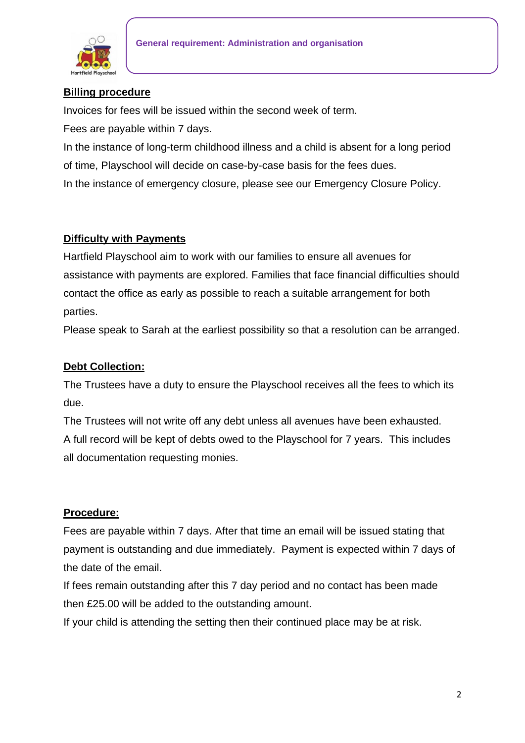General requirement: Administration and organisation

## Billing procedure

Invoices for fees will be issued within the second week of term.

Fees are payable within 7 days.

In the instance of long-term childhood illness and a child is absent for a long period of time, Playschool will decide on case-by-case basis for the fees dues.

In the instance of emergency closure, please see our Emergency Closure Policy.

## Difficulty with Payments

Hartfield Playschool aim to work with our families to ensure all avenues for assistance with payments are explored. Families that face financial difficulties should contact the office as early as possible to reach a suitable arrangement for both parties.

Please speak to Sarah at the earliest possibility so that a resolution can be arranged.

## Debt Collection:

The Trustees have a duty to ensure the Playschool receives all the fees to which its due.

The Trustees will not write off any debt unless all avenues have been exhausted.

A full record will be kept of debts owed to the Playschool for 7 years. This includes all documentation requesting monies.

## Procedure:

Fees are payable within 7 days. After that time an email will be issued stating that payment is outstanding and due immediately. Payment is expected within 7 days of the date of the email.

If fees remain outstanding after this 7 day period and no contact has been made then £25.00 will be added to the outstanding amount.

If your child is attending the setting then their continued place may be at risk.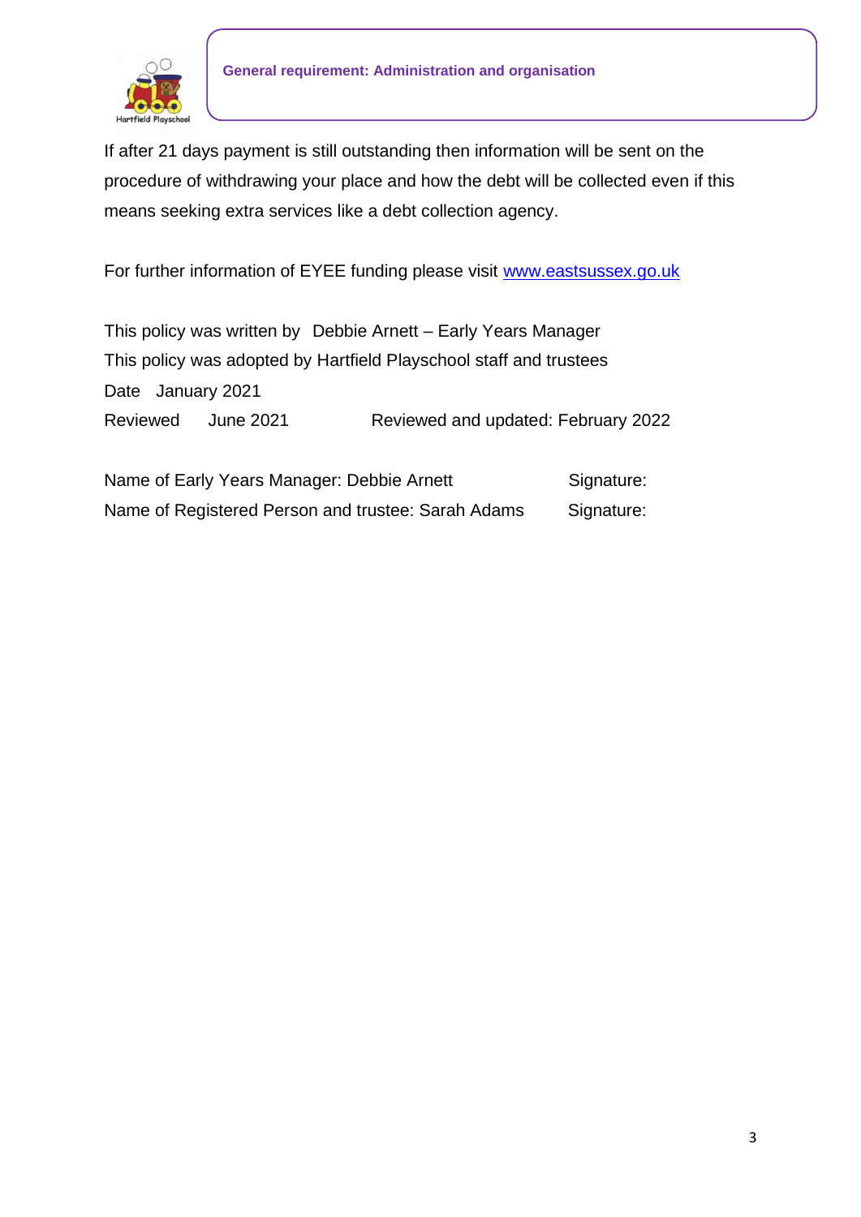If after 21 days payment is still outstanding then information will be sent on the procedure of withdrawing your place and how the debt will be collected even if this means seeking extra services like a debt collection agency.

For further information of EYEE funding please visit [www.eastsussex.go.uk](http://www.eastsussex.go.uk)

This policy was written by Debbie Arnett – Early Years Manager
This policy was adopted by Hartfield Playschool staff and trustees
Date January 2021
Reviewed June 2021 Reviewed and updated: February 2022

Name of Early Years Manager: Debbie Arnett Signature:
Name of Registered Person and trustee: Sarah Adams Signature: